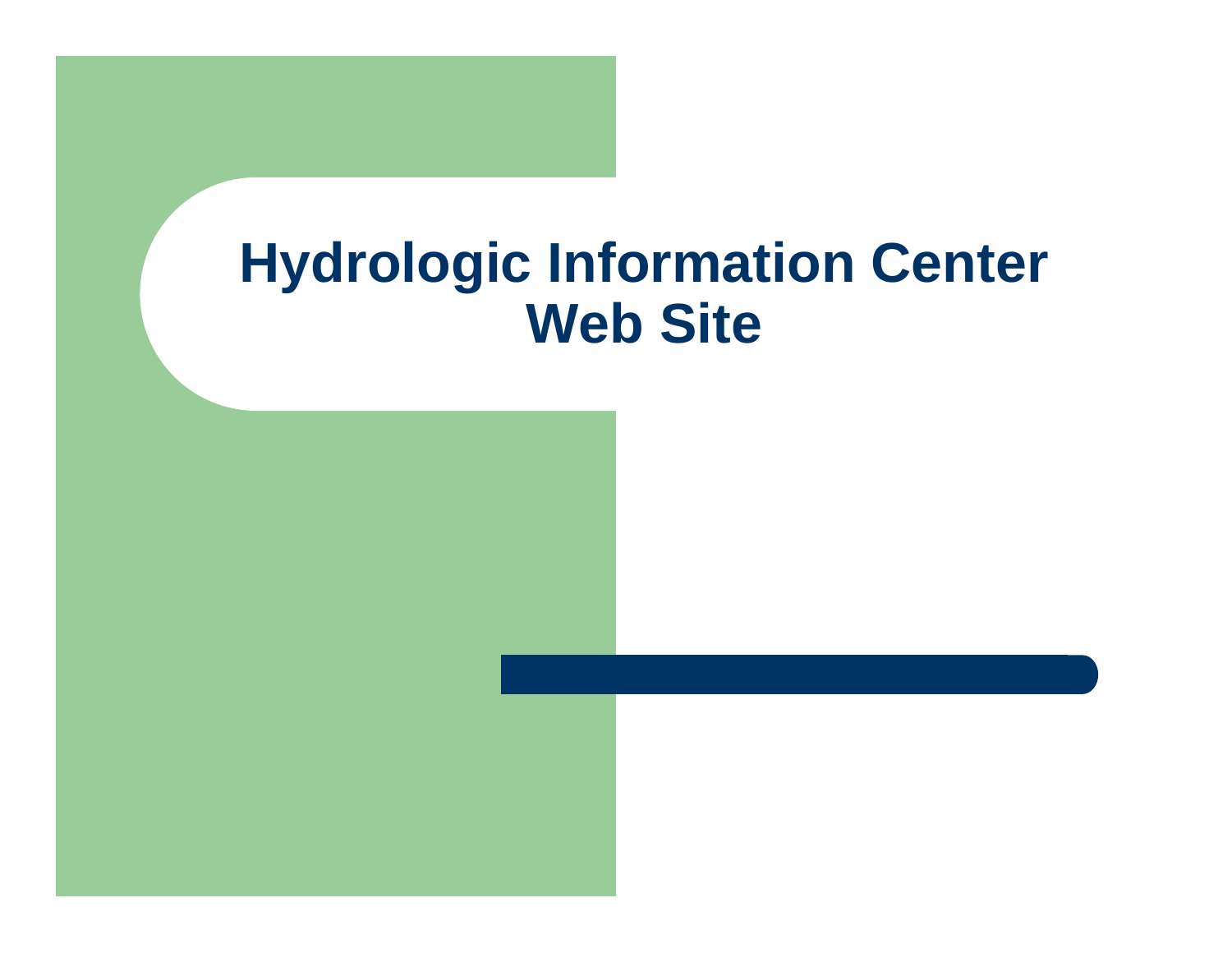# Hydrologic Information Center Web Site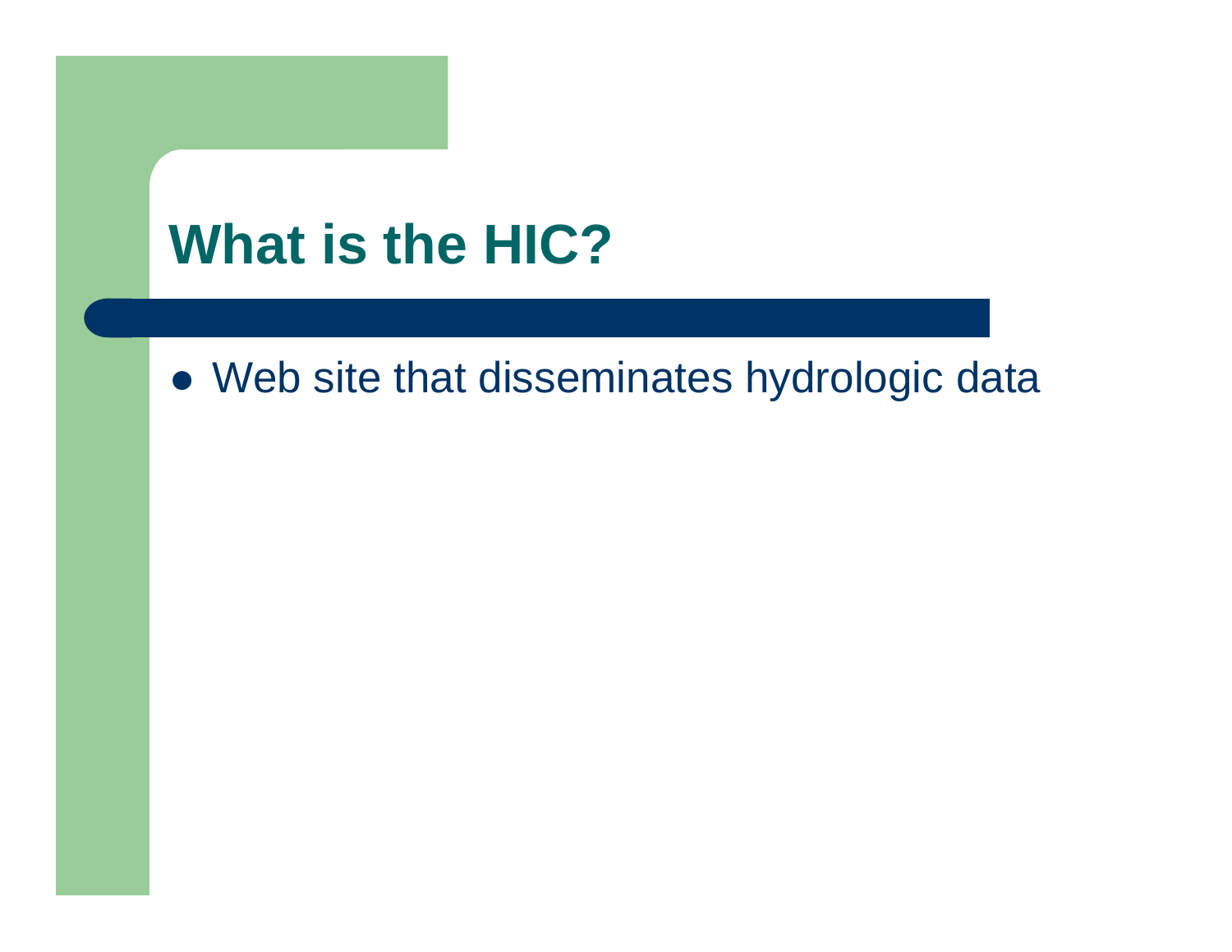# What is the HIC?

- Web site that disseminates hydrologic data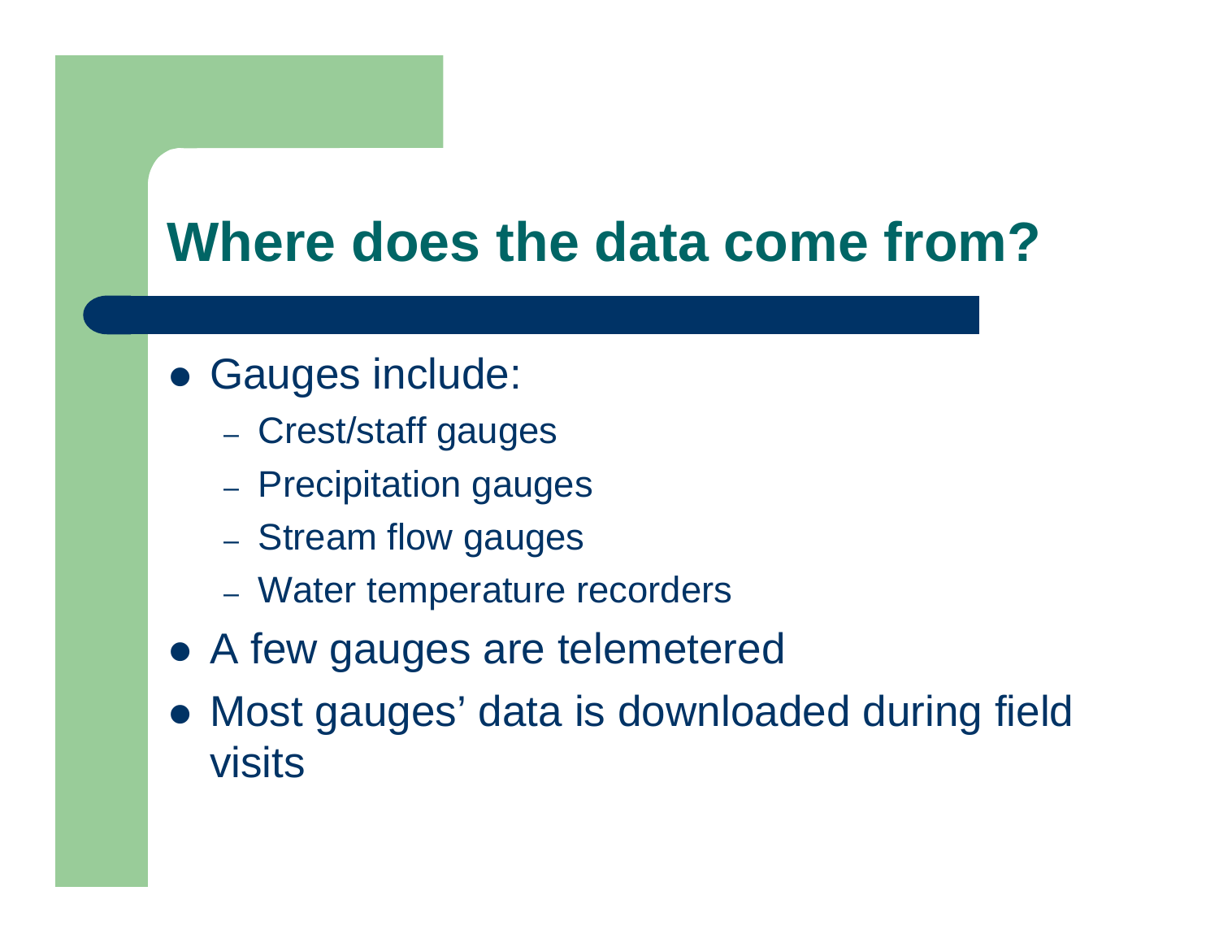# Where does the data come from?

- Gauges include:
  - Crest/staff gauges
  - Precipitation gauges
  - Stream flow gauges
  - Water temperature recorders
- A few gauges are telemetered
- Most gauges' data is downloaded during field visits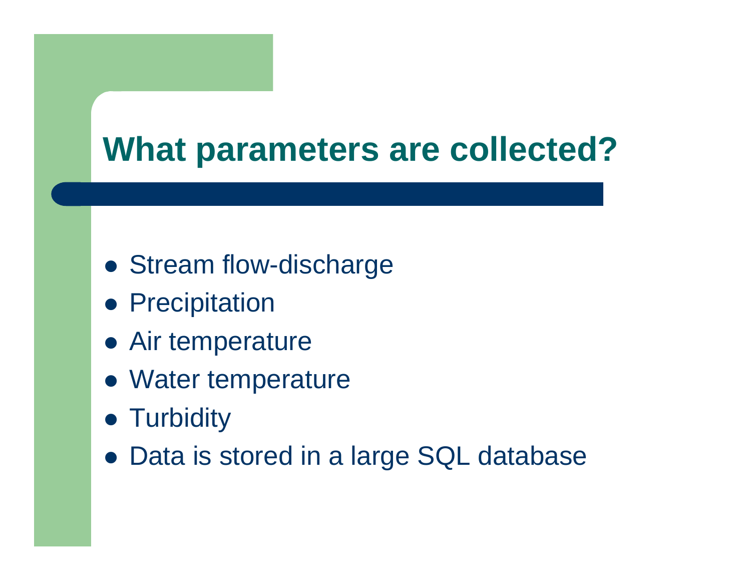# What parameters are collected?

- Stream flow-discharge
- Precipitation
- Air temperature
- Water temperature
- Turbidity
- Data is stored in a large SQL database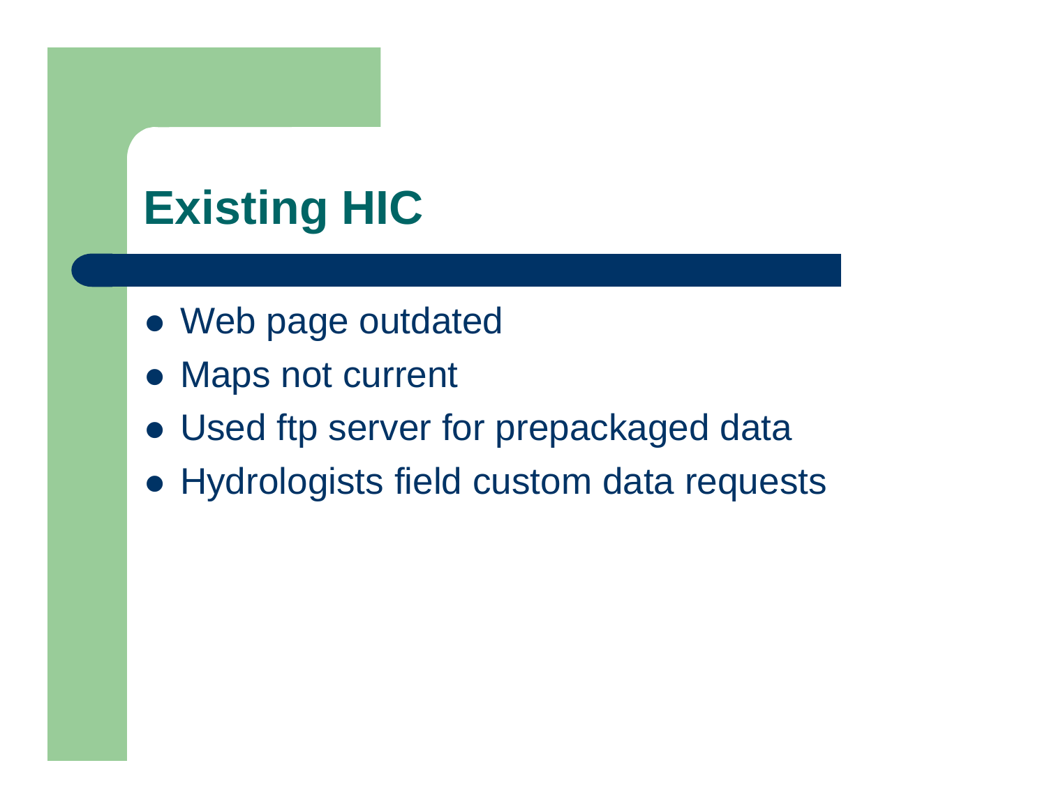# Existing HIC

- Web page outdated
- Maps not current
- Used ftp server for prepackaged data
- Hydrologists field custom data requests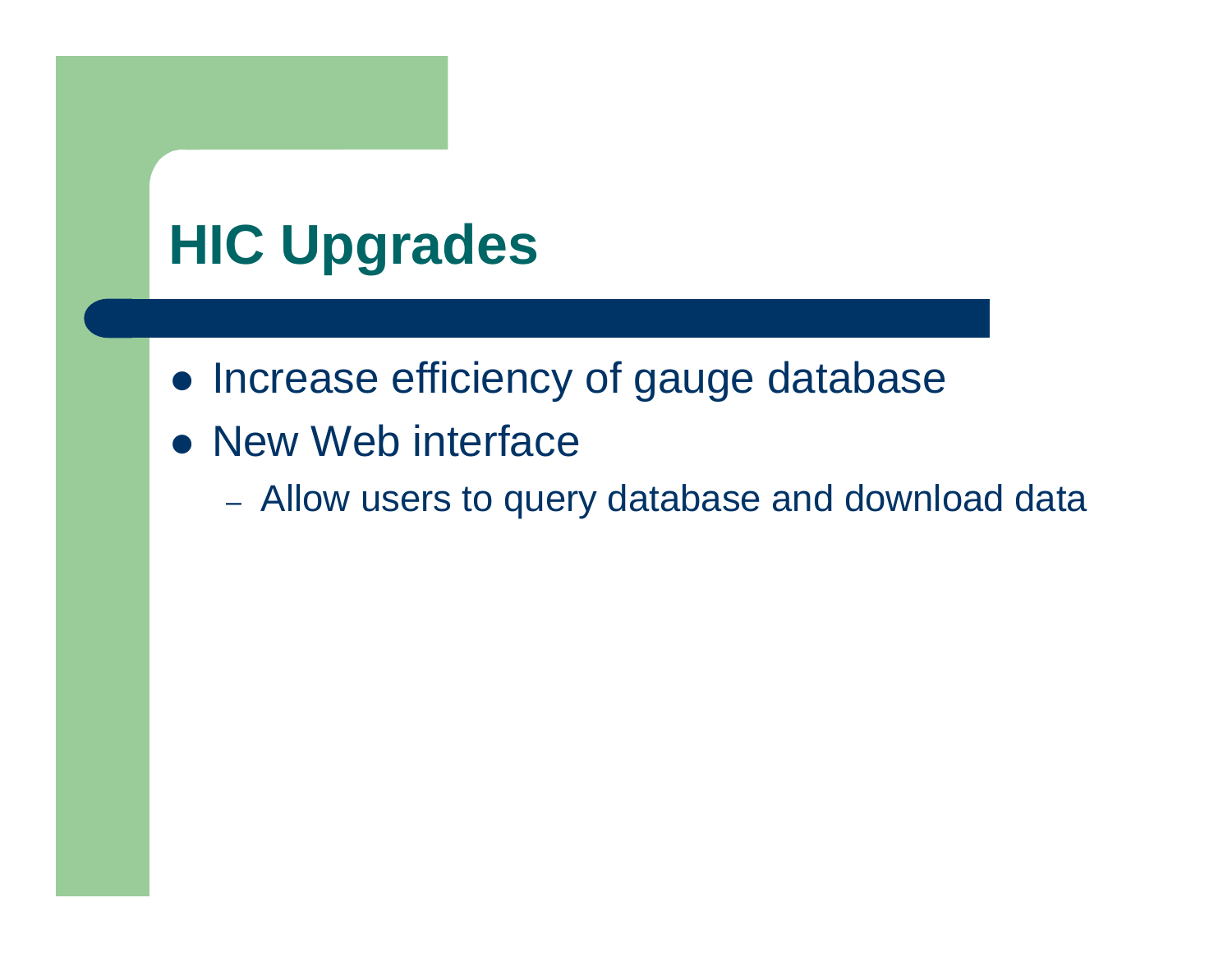# HIC Upgrades

- Increase efficiency of gauge database
- New Web interface
  - Allow users to query database and download data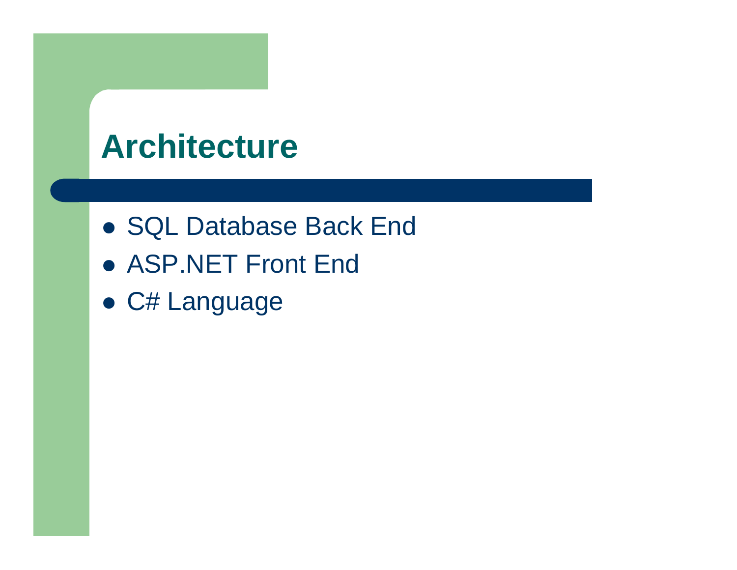# Architecture

- SQL Database Back End
- ASP.NET Front End
- C# Language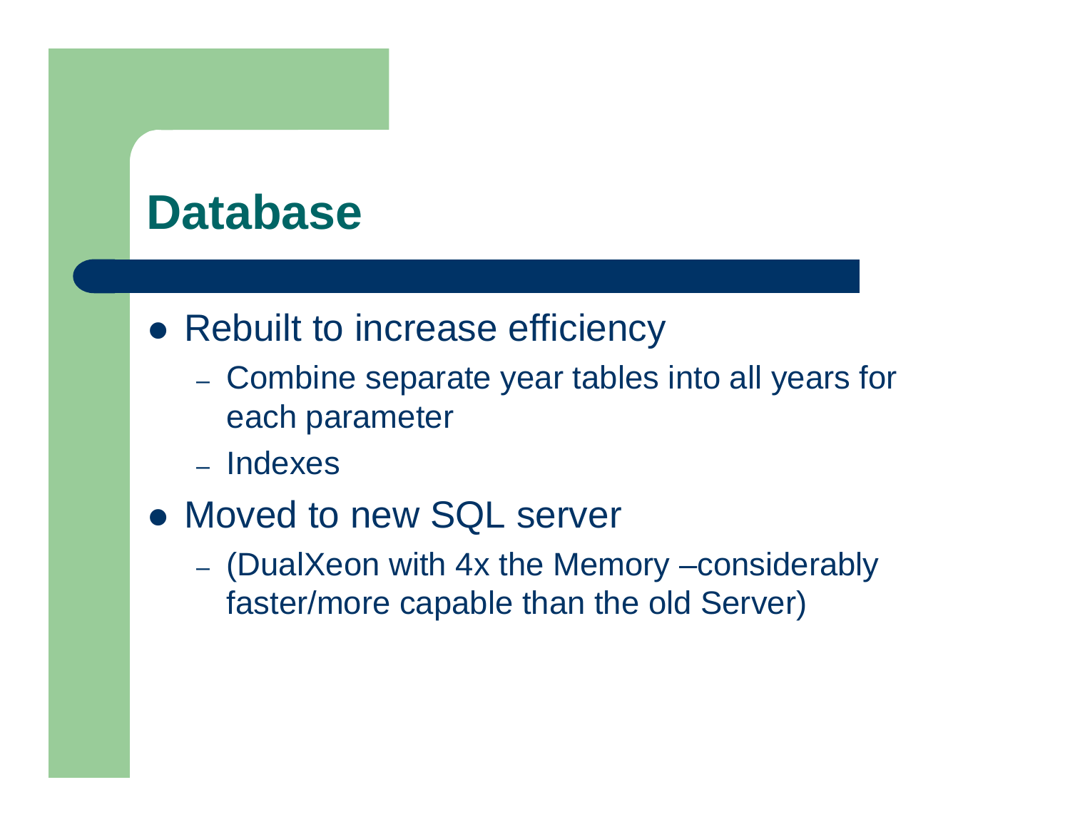# Database

- Rebuilt to increase efficiency
  - Combine separate year tables into all years for each parameter
  - Indexes
- Moved to new SQL server
  - (DualXeon with 4x the Memory –considerably faster/more capable than the old Server)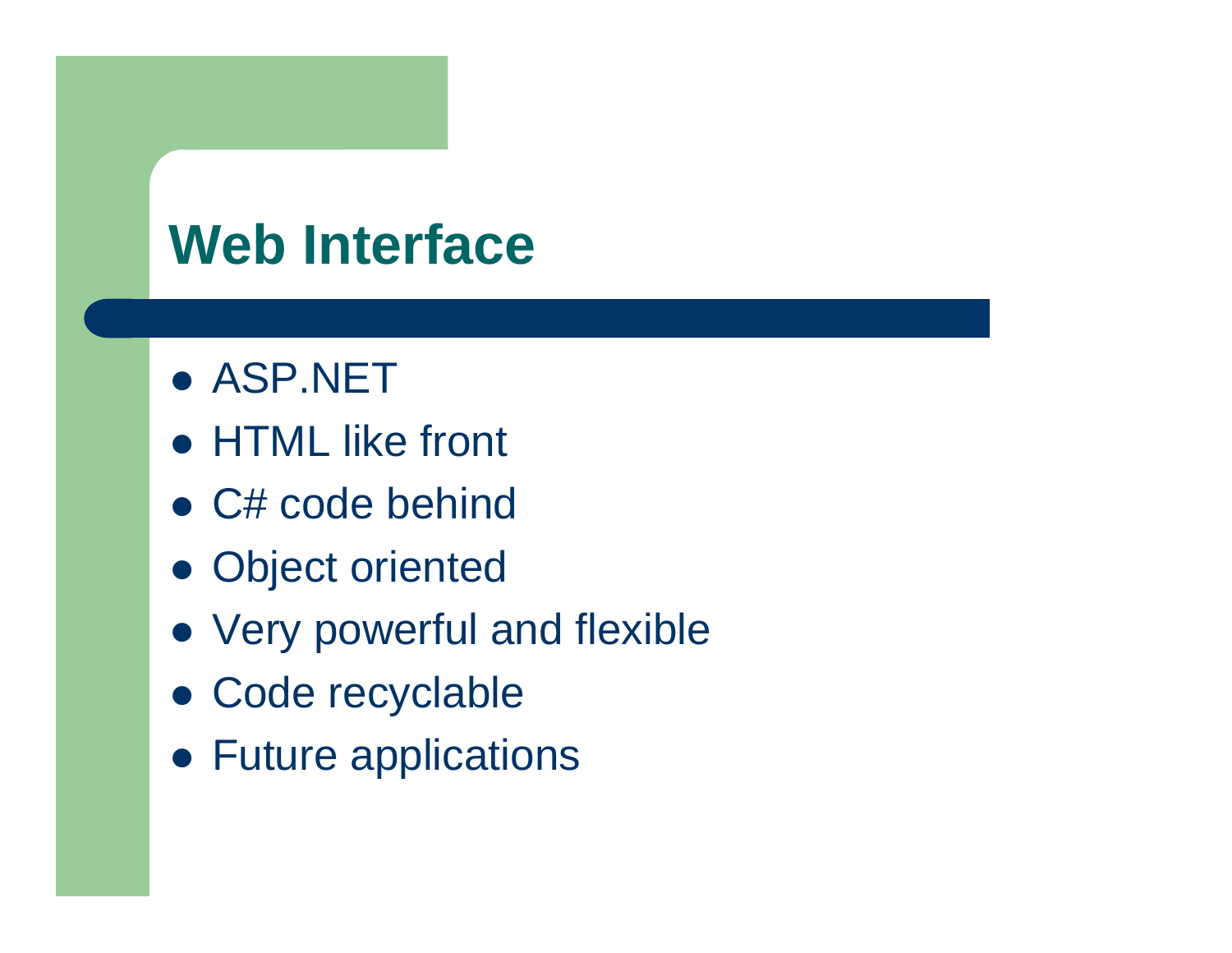# Web Interface

- ASP.NET
- HTML like front
- C# code behind
- Object oriented
- Very powerful and flexible
- Code recyclable
- Future applications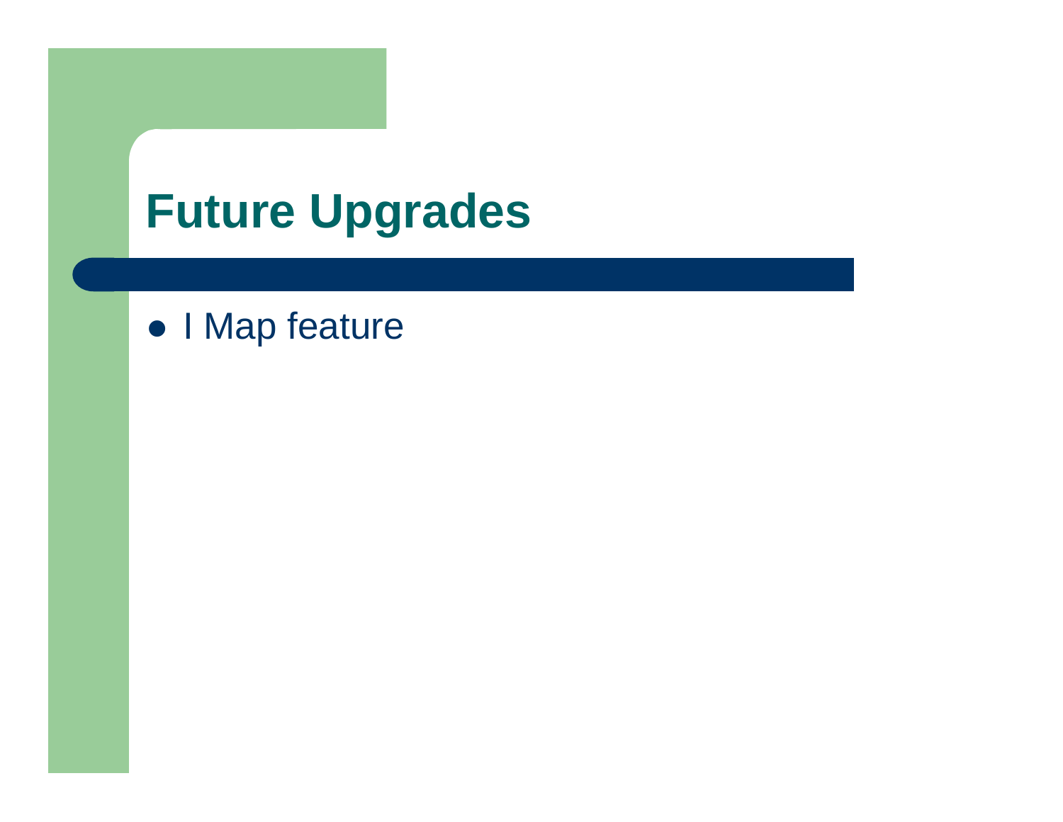# Future Upgrades

- I Map feature